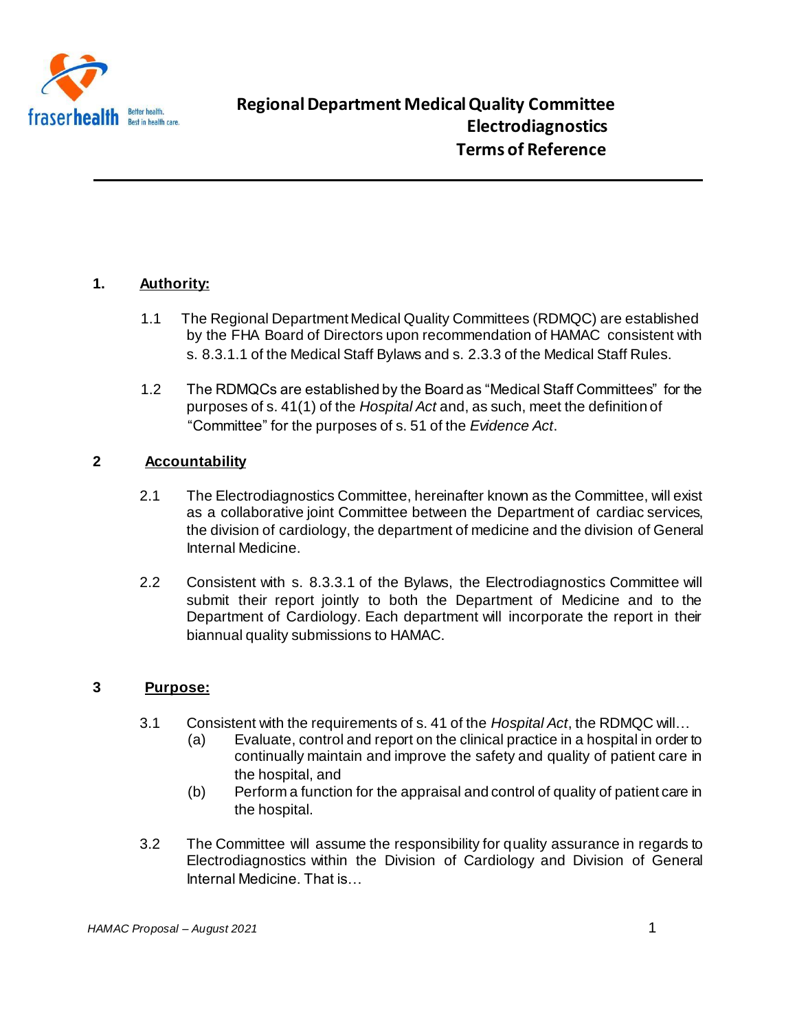# Regional Department Medical Quality Committee
# Electrodiagnostics
# Terms of Reference

## 1. Authority:

1.1 The Regional Department Medical Quality Committees (RDMQC) are established by the FHA Board of Directors upon recommendation of HAMAC consistent with s. 8.3.1.1 of the Medical Staff Bylaws and s. 2.3.3 of the Medical Staff Rules.

1.2 The RDMQCs are established by the Board as "Medical Staff Committees" for the purposes of s. 41(1) of the *Hospital Act* and, as such, meet the definition of "Committee" for the purposes of s. 51 of the *Evidence Act*.

## 2 Accountability

2.1 The Electrodiagnostics Committee, hereinafter known as the Committee, will exist as a collaborative joint Committee between the Department of cardiac services, the division of cardiology, the department of medicine and the division of General Internal Medicine.

2.2 Consistent with s. 8.3.3.1 of the Bylaws, the Electrodiagnostics Committee will submit their report jointly to both the Department of Medicine and to the Department of Cardiology. Each department will incorporate the report in their biannual quality submissions to HAMAC.

## 3 Purpose:

3.1 Consistent with the requirements of s. 41 of the *Hospital Act*, the RDMQC will…

- (a) Evaluate, control and report on the clinical practice in a hospital in order to continually maintain and improve the safety and quality of patient care in the hospital, and
- (b) Perform a function for the appraisal and control of quality of patient care in the hospital.

3.2 The Committee will assume the responsibility for quality assurance in regards to Electrodiagnostics within the Division of Cardiology and Division of General Internal Medicine. That is…

*HAMAC Proposal – August 2021*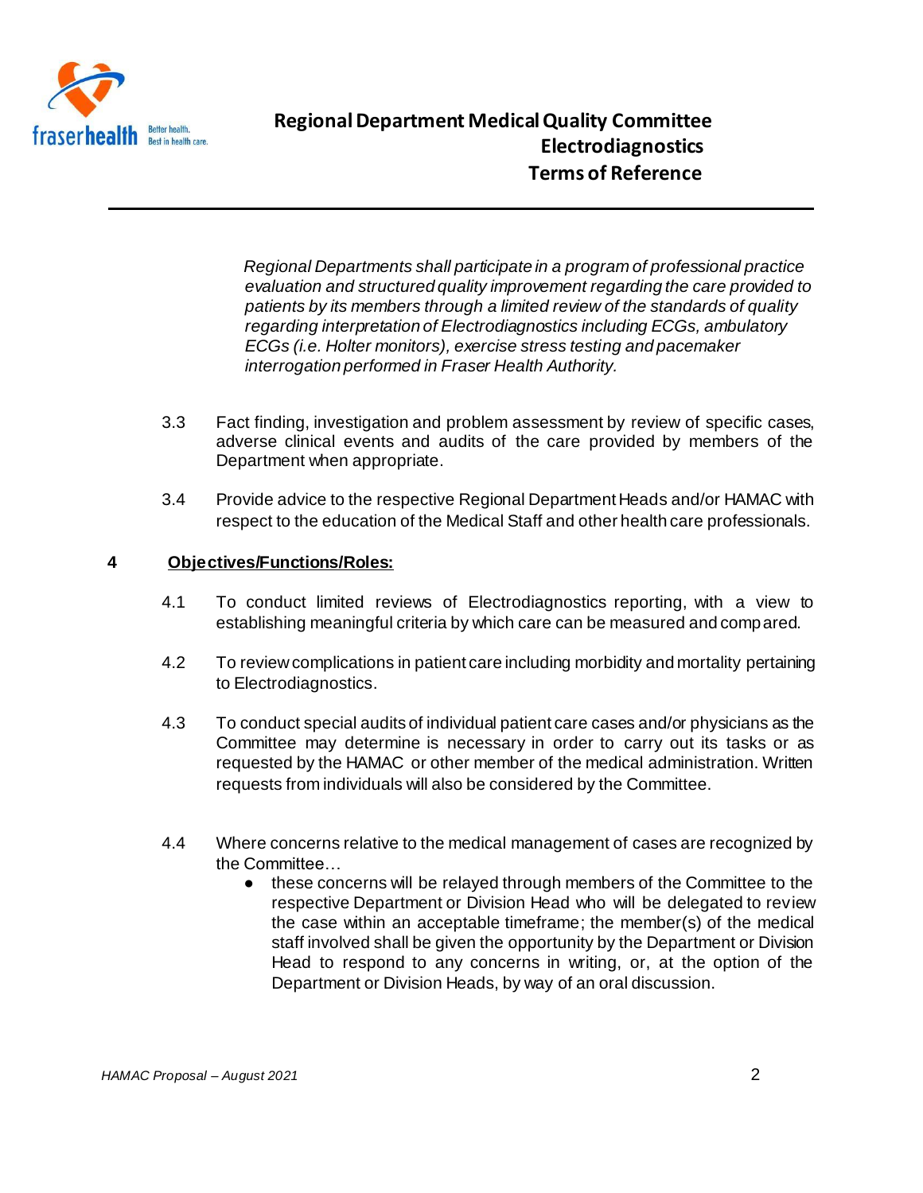*Regional Departments shall participate in a program of professional practice evaluation and structured quality improvement regarding the care provided to patients by its members through a limited review of the standards of quality regarding interpretation of Electrodiagnostics including ECGs, ambulatory ECGs (i.e. Holter monitors), exercise stress testing and pacemaker interrogation performed in Fraser Health Authority.*

3.3 Fact finding, investigation and problem assessment by review of specific cases, adverse clinical events and audits of the care provided by members of the Department when appropriate.

3.4 Provide advice to the respective Regional Department Heads and/or HAMAC with respect to the education of the Medical Staff and other health care professionals.

## 4 Objectives/Functions/Roles:

4.1 To conduct limited reviews of Electrodiagnostics reporting, with a view to establishing meaningful criteria by which care can be measured and compared.

4.2 To review complications in patient care including morbidity and mortality pertaining to Electrodiagnostics.

4.3 To conduct special audits of individual patient care cases and/or physicians as the Committee may determine is necessary in order to carry out its tasks or as requested by the HAMAC or other member of the medical administration. Written requests from individuals will also be considered by the Committee.

4.4 Where concerns relative to the medical management of cases are recognized by the Committee…

- these concerns will be relayed through members of the Committee to the respective Department or Division Head who will be delegated to review the case within an acceptable timeframe; the member(s) of the medical staff involved shall be given the opportunity by the Department or Division Head to respond to any concerns in writing, or, at the option of the Department or Division Heads, by way of an oral discussion.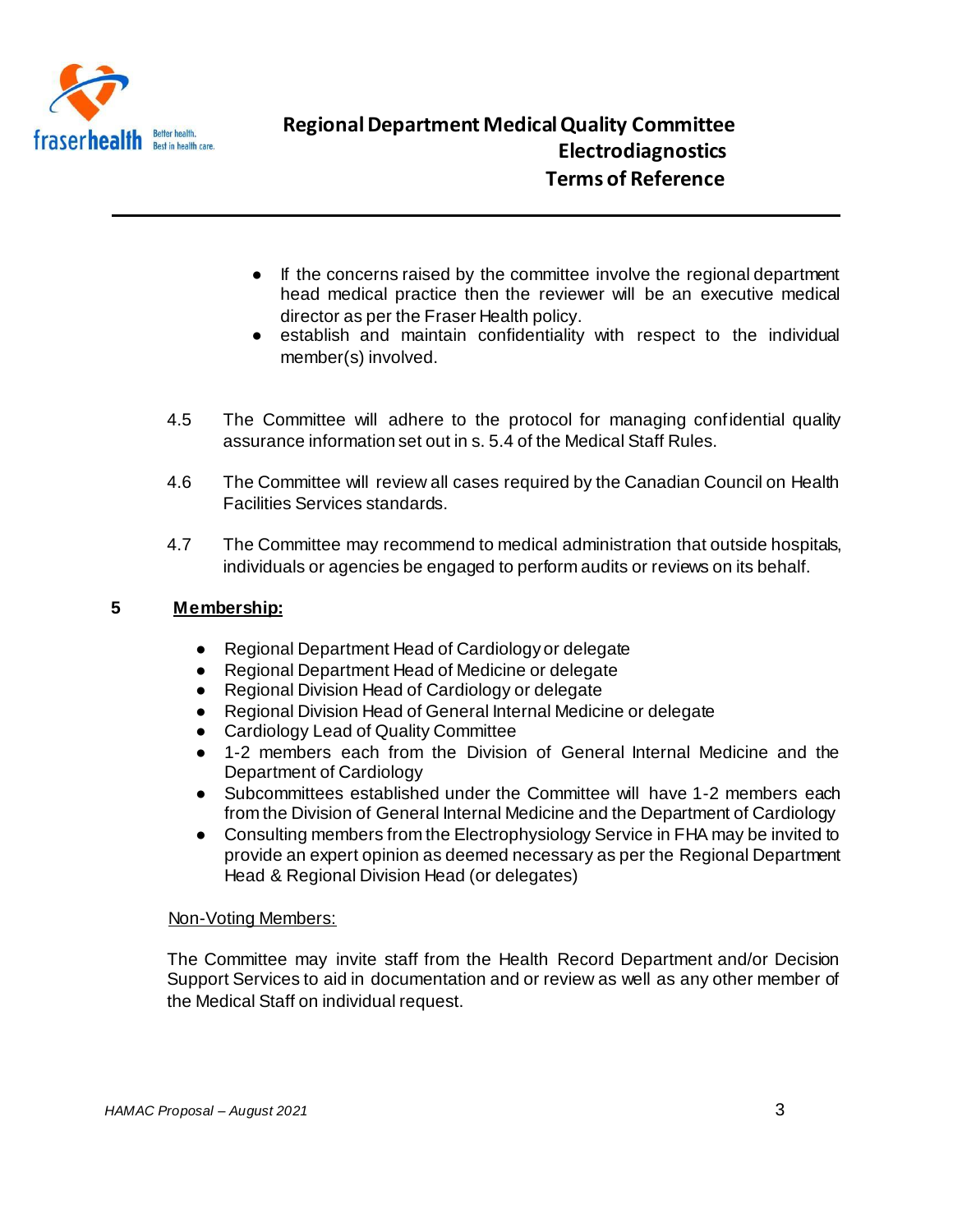- If the concerns raised by the committee involve the regional department head medical practice then the reviewer will be an executive medical director as per the Fraser Health policy.
- establish and maintain confidentiality with respect to the individual member(s) involved.

4.5 The Committee will adhere to the protocol for managing confidential quality assurance information set out in s. 5.4 of the Medical Staff Rules.

4.6 The Committee will review all cases required by the Canadian Council on Health Facilities Services standards.

4.7 The Committee may recommend to medical administration that outside hospitals, individuals or agencies be engaged to perform audits or reviews on its behalf.

## 5 Membership:

- Regional Department Head of Cardiology or delegate
- Regional Department Head of Medicine or delegate
- Regional Division Head of Cardiology or delegate
- Regional Division Head of General Internal Medicine or delegate
- Cardiology Lead of Quality Committee
- 1-2 members each from the Division of General Internal Medicine and the Department of Cardiology
- Subcommittees established under the Committee will have 1-2 members each from the Division of General Internal Medicine and the Department of Cardiology
- Consulting members from the Electrophysiology Service in FHA may be invited to provide an expert opinion as deemed necessary as per the Regional Department Head & Regional Division Head (or delegates)

Non-Voting Members:

The Committee may invite staff from the Health Record Department and/or Decision Support Services to aid in documentation and or review as well as any other member of the Medical Staff on individual request.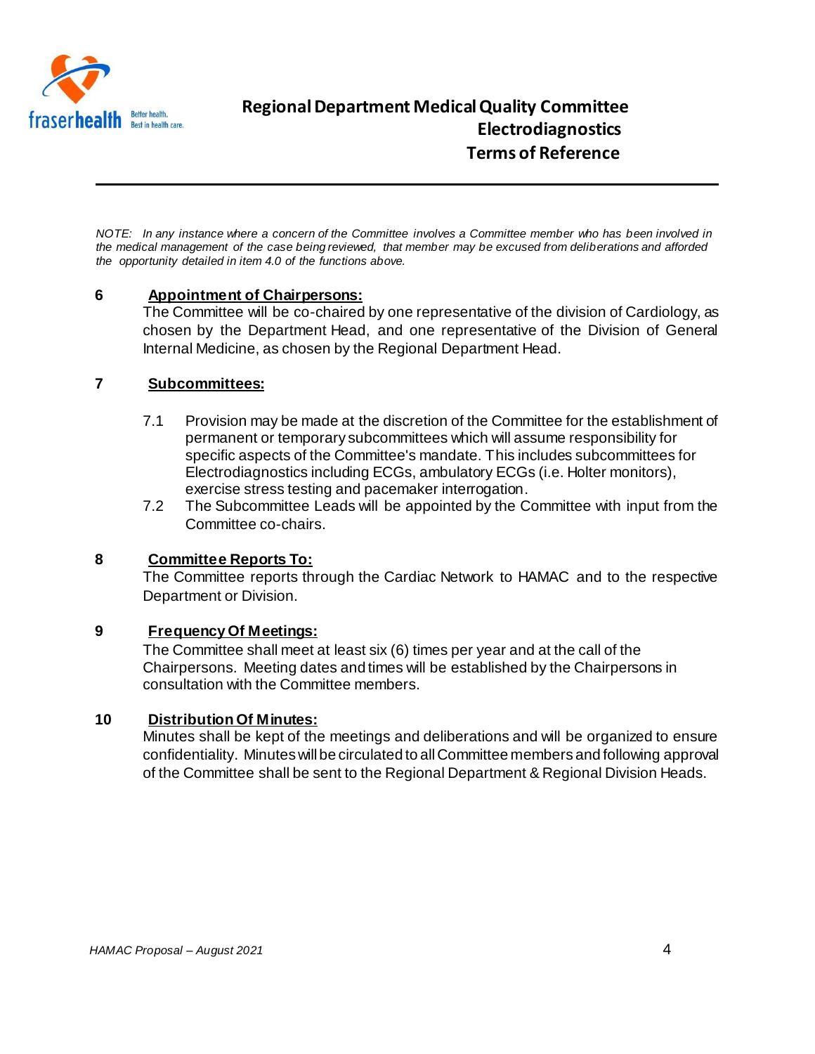*NOTE: In any instance where a concern of the Committee involves a Committee member who has been involved in the medical management of the case being reviewed, that member may be excused from deliberations and afforded the opportunity detailed in item 4.0 of the functions above.*

## 6 Appointment of Chairpersons:

The Committee will be co-chaired by one representative of the division of Cardiology, as chosen by the Department Head, and one representative of the Division of General Internal Medicine, as chosen by the Regional Department Head.

## 7 Subcommittees:

7.1 Provision may be made at the discretion of the Committee for the establishment of permanent or temporary subcommittees which will assume responsibility for specific aspects of the Committee's mandate. This includes subcommittees for Electrodiagnostics including ECGs, ambulatory ECGs (i.e. Holter monitors), exercise stress testing and pacemaker interrogation.

7.2 The Subcommittee Leads will be appointed by the Committee with input from the Committee co-chairs.

## 8 Committee Reports To:

The Committee reports through the Cardiac Network to HAMAC and to the respective Department or Division.

## 9 Frequency Of Meetings:

The Committee shall meet at least six (6) times per year and at the call of the Chairpersons. Meeting dates and times will be established by the Chairpersons in consultation with the Committee members.

## 10 Distribution Of Minutes:

Minutes shall be kept of the meetings and deliberations and will be organized to ensure confidentiality. Minutes will be circulated to all Committee members and following approval of the Committee shall be sent to the Regional Department & Regional Division Heads.